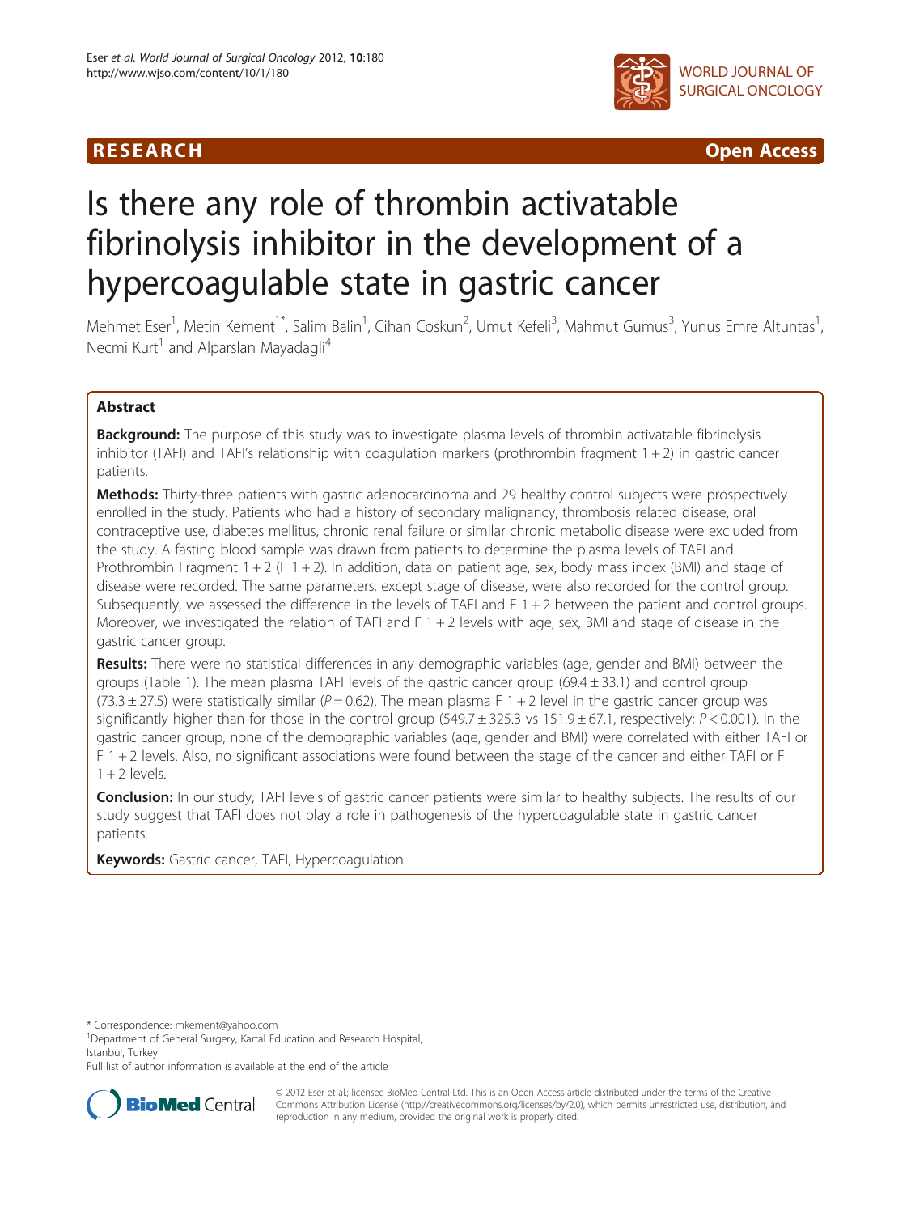**RESEARCH** **Open Access**

# Is there any role of thrombin activatable fibrinolysis inhibitor in the development of a hypercoagulable state in gastric cancer

Mehmet Eser[1], Metin Kement[1*], Salim Balin[1], Cihan Coskun[2], Umut Kefeli[3], Mahmut Gumus[3], Yunus Emre Altuntas[1], Necmi Kurt[1] and Alparslan Mayadagli[4]

## Abstract

**Background:** The purpose of this study was to investigate plasma levels of thrombin activatable fibrinolysis inhibitor (TAFI) and TAFI's relationship with coagulation markers (prothrombin fragment 1 + 2) in gastric cancer patients.

**Methods:** Thirty-three patients with gastric adenocarcinoma and 29 healthy control subjects were prospectively enrolled in the study. Patients who had a history of secondary malignancy, thrombosis related disease, oral contraceptive use, diabetes mellitus, chronic renal failure or similar chronic metabolic disease were excluded from the study. A fasting blood sample was drawn from patients to determine the plasma levels of TAFI and Prothrombin Fragment 1 + 2 (F 1 + 2). In addition, data on patient age, sex, body mass index (BMI) and stage of disease were recorded. The same parameters, except stage of disease, were also recorded for the control group. Subsequently, we assessed the difference in the levels of TAFI and F 1 + 2 between the patient and control groups. Moreover, we investigated the relation of TAFI and F 1 + 2 levels with age, sex, BMI and stage of disease in the gastric cancer group.

**Results:** There were no statistical differences in any demographic variables (age, gender and BMI) between the groups (Table 1). The mean plasma TAFI levels of the gastric cancer group (69.4 ± 33.1) and control group (73.3 ± 27.5) were statistically similar ($P = 0.62$). The mean plasma F 1 + 2 level in the gastric cancer group was significantly higher than for those in the control group (549.7 ± 325.3 vs 151.9 ± 67.1, respectively; $P < 0.001$). In the gastric cancer group, none of the demographic variables (age, gender and BMI) were correlated with either TAFI or F 1 + 2 levels. Also, no significant associations were found between the stage of the cancer and either TAFI or F 1 + 2 levels.

**Conclusion:** In our study, TAFI levels of gastric cancer patients were similar to healthy subjects. The results of our study suggest that TAFI does not play a role in pathogenesis of the hypercoagulable state in gastric cancer patients.

**Keywords:** Gastric cancer, TAFI, Hypercoagulation

* Correspondence: mkement@yahoo.com
[1]Department of General Surgery, Kartal Education and Research Hospital, Istanbul, Turkey
Full list of author information is available at the end of the article

© 2012 Eser et al.; licensee BioMed Central Ltd. This is an Open Access article distributed under the terms of the Creative Commons Attribution License (http://creativecommons.org/licenses/by/2.0), which permits unrestricted use, distribution, and reproduction in any medium, provided the original work is properly cited.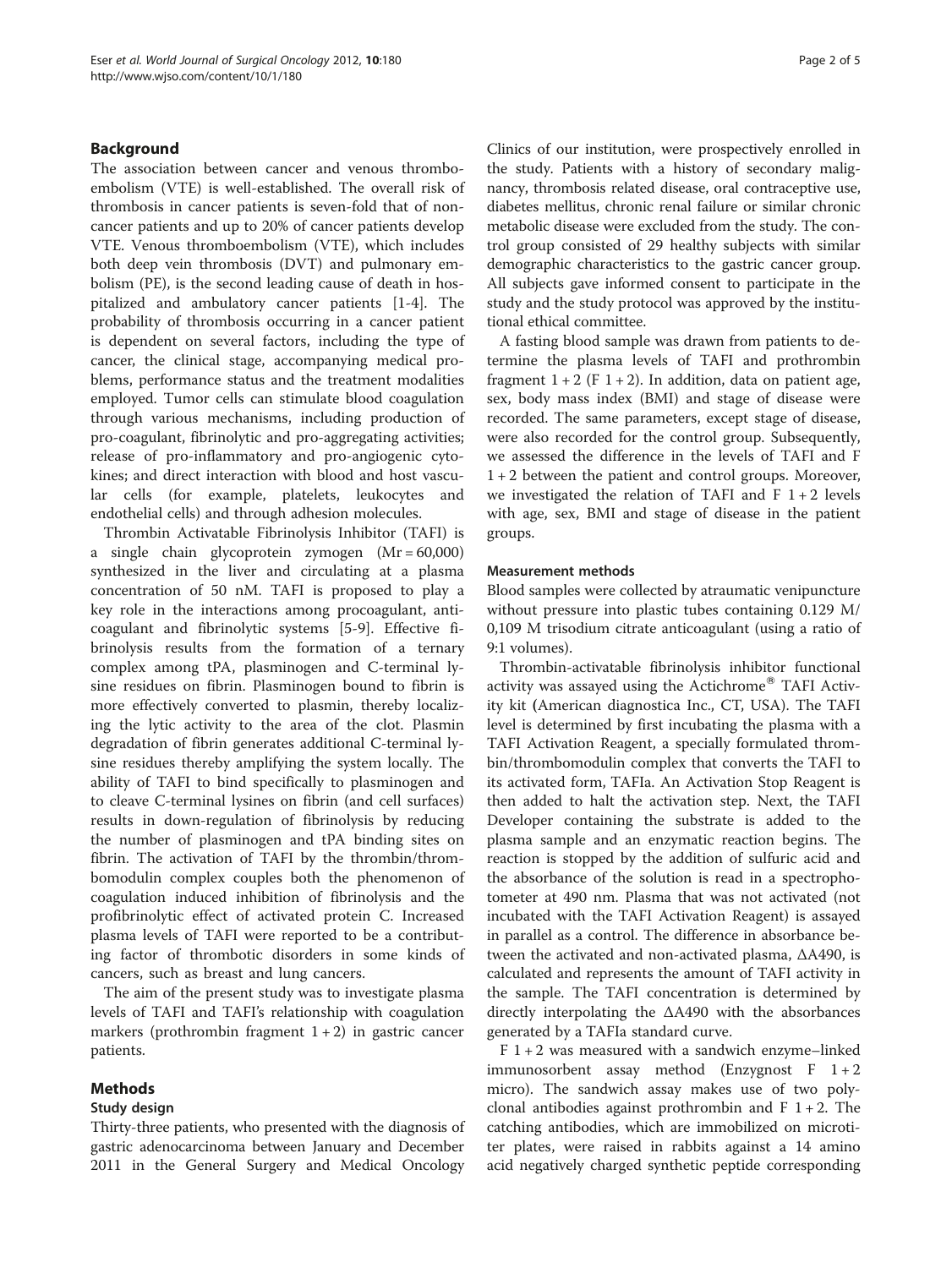## Background

The association between cancer and venous thromboembolism (VTE) is well-established. The overall risk of thrombosis in cancer patients is seven-fold that of non-cancer patients and up to 20% of cancer patients develop VTE. Venous thromboembolism (VTE), which includes both deep vein thrombosis (DVT) and pulmonary embolism (PE), is the second leading cause of death in hospitalized and ambulatory cancer patients [1-4]. The probability of thrombosis occurring in a cancer patient is dependent on several factors, including the type of cancer, the clinical stage, accompanying medical problems, performance status and the treatment modalities employed. Tumor cells can stimulate blood coagulation through various mechanisms, including production of pro-coagulant, fibrinolytic and pro-aggregating activities; release of pro-inflammatory and pro-angiogenic cytokines; and direct interaction with blood and host vascular cells (for example, platelets, leukocytes and endothelial cells) and through adhesion molecules.

Thrombin Activatable Fibrinolysis Inhibitor (TAFI) is a single chain glycoprotein zymogen (Mr = 60,000) synthesized in the liver and circulating at a plasma concentration of 50 nM. TAFI is proposed to play a key role in the interactions among procoagulant, anticoagulant and fibrinolytic systems [5-9]. Effective fibrinolysis results from the formation of a ternary complex among tPA, plasminogen and C-terminal lysine residues on fibrin. Plasminogen bound to fibrin is more effectively converted to plasmin, thereby localizing the lytic activity to the area of the clot. Plasmin degradation of fibrin generates additional C-terminal lysine residues thereby amplifying the system locally. The ability of TAFI to bind specifically to plasminogen and to cleave C-terminal lysines on fibrin (and cell surfaces) results in down-regulation of fibrinolysis by reducing the number of plasminogen and tPA binding sites on fibrin. The activation of TAFI by the thrombin/thrombomodulin complex couples both the phenomenon of coagulation induced inhibition of fibrinolysis and the profibrinolytic effect of activated protein C. Increased plasma levels of TAFI were reported to be a contributing factor of thrombotic disorders in some kinds of cancers, such as breast and lung cancers.

The aim of the present study was to investigate plasma levels of TAFI and TAFI's relationship with coagulation markers (prothrombin fragment 1 + 2) in gastric cancer patients.

## Methods

### Study design

Thirty-three patients, who presented with the diagnosis of gastric adenocarcinoma between January and December 2011 in the General Surgery and Medical Oncology Clinics of our institution, were prospectively enrolled in the study. Patients with a history of secondary malignancy, thrombosis related disease, oral contraceptive use, diabetes mellitus, chronic renal failure or similar chronic metabolic disease were excluded from the study. The control group consisted of 29 healthy subjects with similar demographic characteristics to the gastric cancer group. All subjects gave informed consent to participate in the study and the study protocol was approved by the institutional ethical committee.

A fasting blood sample was drawn from patients to determine the plasma levels of TAFI and prothrombin fragment 1 + 2 (F 1 + 2). In addition, data on patient age, sex, body mass index (BMI) and stage of disease were recorded. The same parameters, except stage of disease, were also recorded for the control group. Subsequently, we assessed the difference in the levels of TAFI and F 1 + 2 between the patient and control groups. Moreover, we investigated the relation of TAFI and F 1 + 2 levels with age, sex, BMI and stage of disease in the patient groups.

### Measurement methods

Blood samples were collected by atraumatic venipuncture without pressure into plastic tubes containing 0.129 M/ 0,109 M trisodium citrate anticoagulant (using a ratio of 9:1 volumes).

Thrombin-activatable fibrinolysis inhibitor functional activity was assayed using the Actichrome® TAFI Activity kit (American diagnostica Inc., CT, USA). The TAFI level is determined by first incubating the plasma with a TAFI Activation Reagent, a specially formulated thrombin/thrombomodulin complex that converts the TAFI to its activated form, TAFIa. An Activation Stop Reagent is then added to halt the activation step. Next, the TAFI Developer containing the substrate is added to the plasma sample and an enzymatic reaction begins. The reaction is stopped by the addition of sulfuric acid and the absorbance of the solution is read in a spectrophotometer at 490 nm. Plasma that was not activated (not incubated with the TAFI Activation Reagent) is assayed in parallel as a control. The difference in absorbance between the activated and non-activated plasma, ΔA490, is calculated and represents the amount of TAFI activity in the sample. The TAFI concentration is determined by directly interpolating the ΔA490 with the absorbances generated by a TAFIa standard curve.

F 1 + 2 was measured with a sandwich enzyme–linked immunosorbent assay method (Enzygnost F 1 + 2 micro). The sandwich assay makes use of two polyclonal antibodies against prothrombin and F 1 + 2. The catching antibodies, which are immobilized on microtiter plates, were raised in rabbits against a 14 amino acid negatively charged synthetic peptide corresponding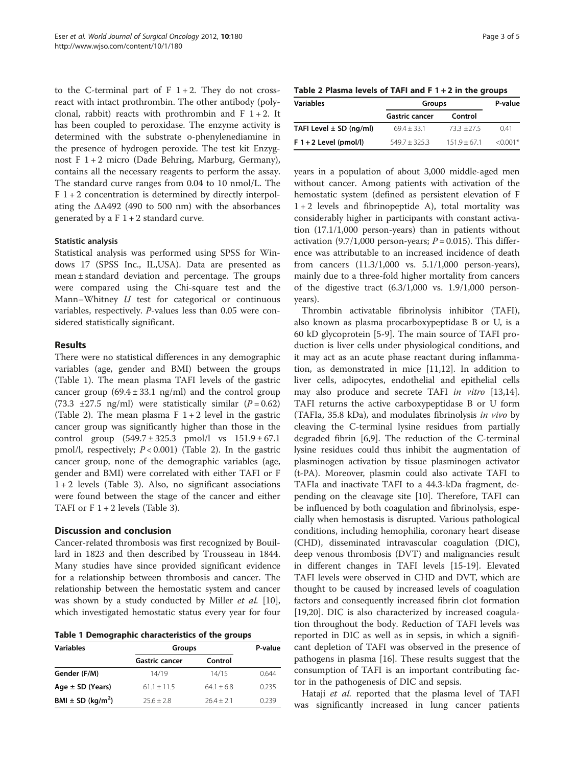to the C-terminal part of F 1 + 2. They do not cross-react with intact prothrombin. The other antibody (polyclonal, rabbit) reacts with prothrombin and F 1 + 2. It has been coupled to peroxidase. The enzyme activity is determined with the substrate o-phenylenediamine in the presence of hydrogen peroxide. The test kit Enzygnost F 1 + 2 micro (Dade Behring, Marburg, Germany), contains all the necessary reagents to perform the assay. The standard curve ranges from 0.04 to 10 nmol/L. The F 1 + 2 concentration is determined by directly interpolating the ΔA492 (490 to 500 nm) with the absorbances generated by a F 1 + 2 standard curve.

#### Statistic analysis

Statistical analysis was performed using SPSS for Windows 17 (SPSS Inc., IL,USA). Data are presented as mean ± standard deviation and percentage. The groups were compared using the Chi-square test and the Mann–Whitney *U* test for categorical or continuous variables, respectively. *P*-values less than 0.05 were considered statistically significant.

## Results

There were no statistical differences in any demographic variables (age, gender and BMI) between the groups (Table 1). The mean plasma TAFI levels of the gastric cancer group (69.4 ± 33.1 ng/ml) and the control group (73.3 ±27.5 ng/ml) were statistically similar ($P = 0.62$) (Table 2). The mean plasma F 1 + 2 level in the gastric cancer group was significantly higher than those in the control group (549.7 ± 325.3 pmol/l vs 151.9 ± 67.1 pmol/l, respectively; $P < 0.001$) (Table 2). In the gastric cancer group, none of the demographic variables (age, gender and BMI) were correlated with either TAFI or F 1 + 2 levels (Table 3). Also, no significant associations were found between the stage of the cancer and either TAFI or F 1 + 2 levels (Table 3).

## Discussion and conclusion

Cancer-related thrombosis was first recognized by Bouillard in 1823 and then described by Trousseau in 1844. Many studies have since provided significant evidence for a relationship between thrombosis and cancer. The relationship between the hemostatic system and cancer was shown by a study conducted by Miller *et al.* [10], which investigated hemostatic status every year for four years in a population of about 3,000 middle-aged men without cancer. Among patients with activation of the hemostatic system (defined as persistent elevation of F 1 + 2 levels and fibrinopeptide A), total mortality was considerably higher in participants with constant activation (17.1/1,000 person-years) than in patients without activation (9.7/1,000 person-years; $P = 0.015$). This difference was attributable to an increased incidence of death from cancers (11.3/1,000 vs. 5.1/1,000 person-years), mainly due to a three-fold higher mortality from cancers of the digestive tract (6.3/1,000 vs. 1.9/1,000 person-years).

**Table 1 Demographic characteristics of the groups**

| Variables | Groups | | P-value |
|---|---|---|---|
| | Gastric cancer | Control | |
| Gender (F/M) | 14/19 | 14/15 | 0.644 |
| Age ± SD (Years) | 61.1 ± 11.5 | 64.1 ± 6.8 | 0.235 |
| BMI ± SD (kg/m$^2$) | 25.6 ± 2.8 | 26.4 ± 2.1 | 0.239 |

**Table 2 Plasma levels of TAFI and F 1 + 2 in the groups**

| Variables | Groups | | P-value |
|---|---|---|---|
| | Gastric cancer | Control | |
| TAFI Level ± SD (ng/ml) | 69.4 ± 33.1 | 73.3 ±27.5 | 0.41 |
| F 1 + 2 Level (pmol/l) | 549.7 ± 325.3 | 151.9 ± 67.1 | <0.001* |

Thrombin activatable fibrinolysis inhibitor (TAFI), also known as plasma procarboxypeptidase B or U, is a 60 kD glycoprotein [5-9]. The main source of TAFI production is liver cells under physiological conditions, and it may act as an acute phase reactant during inflammation, as demonstrated in mice [11,12]. In addition to liver cells, adipocytes, endothelial and epithelial cells may also produce and secrete TAFI *in vitro* [13,14]. TAFI returns the active carboxypeptidase B or U form (TAFIa, 35.8 kDa), and modulates fibrinolysis *in vivo* by cleaving the C-terminal lysine residues from partially degraded fibrin [6,9]. The reduction of the C-terminal lysine residues could thus inhibit the augmentation of plasminogen activation by tissue plasminogen activator (t-PA). Moreover, plasmin could also activate TAFI to TAFIa and inactivate TAFI to a 44.3-kDa fragment, depending on the cleavage site [10]. Therefore, TAFI can be influenced by both coagulation and fibrinolysis, especially when hemostasis is disrupted. Various pathological conditions, including hemophilia, coronary heart disease (CHD), disseminated intravascular coagulation (DIC), deep venous thrombosis (DVT) and malignancies result in different changes in TAFI levels [15-19]. Elevated TAFI levels were observed in CHD and DVT, which are thought to be caused by increased levels of coagulation factors and consequently increased fibrin clot formation [19,20]. DIC is also characterized by increased coagulation throughout the body. Reduction of TAFI levels was reported in DIC as well as in sepsis, in which a significant depletion of TAFI was observed in the presence of pathogens in plasma [16]. These results suggest that the consumption of TAFI is an important contributing factor in the pathogenesis of DIC and sepsis.

Hataji *et al.* reported that the plasma level of TAFI was significantly increased in lung cancer patients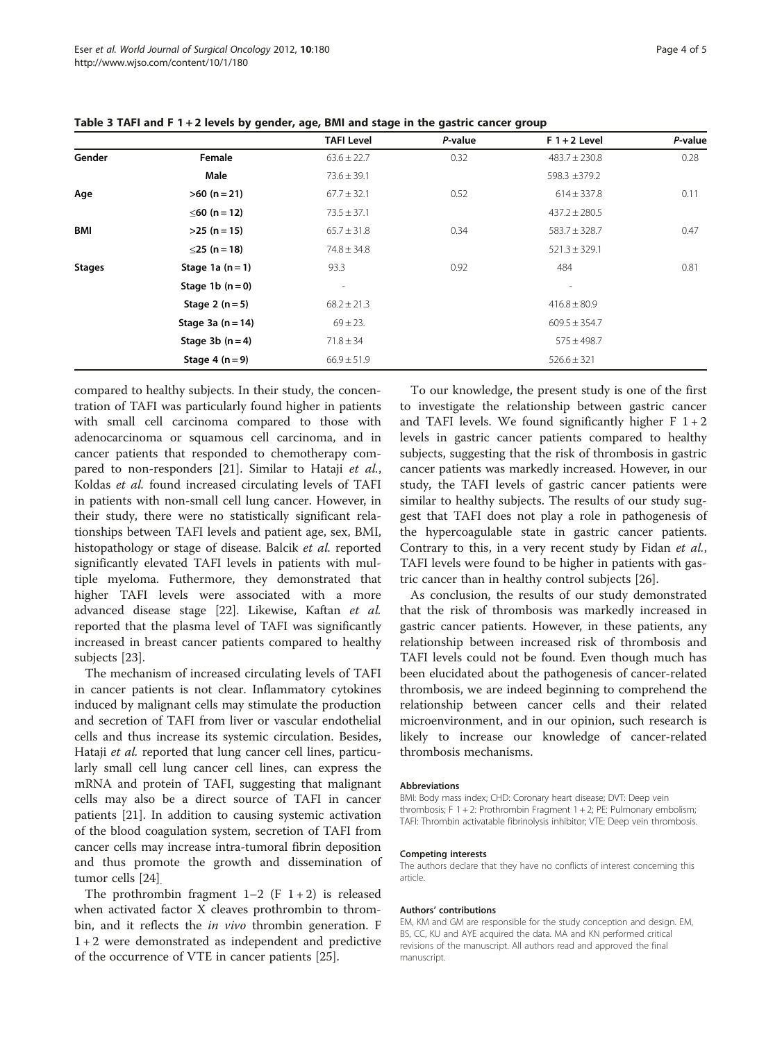**Table 3 TAFI and F 1 + 2 levels by gender, age, BMI and stage in the gastric cancer group**

| | | TAFI Level | *P*-value | F 1 + 2 Level | *P*-value |
|---|---|---|---|---|---|
| **Gender** | **Female** | 63.6 ± 22.7 | 0.32 | 483.7 ± 230.8 | 0.28 |
| | **Male** | 73.6 ± 39.1 | | 598.3 ±379.2 | |
| **Age** | **>60 (n = 21)** | 67.7 ± 32.1 | 0.52 | 614 ± 337.8 | 0.11 |
| | **≤60 (n = 12)** | 73.5 ± 37.1 | | 437.2 ± 280.5 | |
| **BMI** | **>25 (n = 15)** | 65.7 ± 31.8 | 0.34 | 583.7 ± 328.7 | 0.47 |
| | **≤25 (n = 18)** | 74.8 ± 34.8 | | 521.3 ± 329.1 | |
| **Stages** | **Stage 1a (n = 1)** | 93.3 | 0.92 | 484 | 0.81 |
| | **Stage 1b (n = 0)** | - | | - | |
| | **Stage 2 (n = 5)** | 68.2 ± 21.3 | | 416.8 ± 80.9 | |
| | **Stage 3a (n = 14)** | 69 ± 23. | | 609.5 ± 354.7 | |
| | **Stage 3b (n = 4)** | 71.8 ± 34 | | 575 ± 498.7 | |
| | **Stage 4 (n = 9)** | 66.9 ± 51.9 | | 526.6 ± 321 | |

compared to healthy subjects. In their study, the concentration of TAFI was particularly found higher in patients with small cell carcinoma compared to those with adenocarcinoma or squamous cell carcinoma, and in cancer patients that responded to chemotherapy compared to non-responders [21]. Similar to Hataji *et al.*, Koldas *et al.* found increased circulating levels of TAFI in patients with non-small cell lung cancer. However, in their study, there were no statistically significant relationships between TAFI levels and patient age, sex, BMI, histopathology or stage of disease. Balcik *et al.* reported significantly elevated TAFI levels in patients with multiple myeloma. Futhermore, they demonstrated that higher TAFI levels were associated with a more advanced disease stage [22]. Likewise, Kaftan *et al.* reported that the plasma level of TAFI was significantly increased in breast cancer patients compared to healthy subjects [23].

The mechanism of increased circulating levels of TAFI in cancer patients is not clear. Inflammatory cytokines induced by malignant cells may stimulate the production and secretion of TAFI from liver or vascular endothelial cells and thus increase its systemic circulation. Besides, Hataji *et al.* reported that lung cancer cell lines, particularly small cell lung cancer cell lines, can express the mRNA and protein of TAFI, suggesting that malignant cells may also be a direct source of TAFI in cancer patients [21]. In addition to causing systemic activation of the blood coagulation system, secretion of TAFI from cancer cells may increase intra-tumoral fibrin deposition and thus promote the growth and dissemination of tumor cells [24].

The prothrombin fragment 1–2 (F 1 + 2) is released when activated factor X cleaves prothrombin to thrombin, and it reflects the *in vivo* thrombin generation. F 1 + 2 were demonstrated as independent and predictive of the occurrence of VTE in cancer patients [25].

To our knowledge, the present study is one of the first to investigate the relationship between gastric cancer and TAFI levels. We found significantly higher F 1 + 2 levels in gastric cancer patients compared to healthy subjects, suggesting that the risk of thrombosis in gastric cancer patients was markedly increased. However, in our study, the TAFI levels of gastric cancer patients were similar to healthy subjects. The results of our study suggest that TAFI does not play a role in pathogenesis of the hypercoagulable state in gastric cancer patients. Contrary to this, in a very recent study by Fidan *et al.*, TAFI levels were found to be higher in patients with gastric cancer than in healthy control subjects [26].

As conclusion, the results of our study demonstrated that the risk of thrombosis was markedly increased in gastric cancer patients. However, in these patients, any relationship between increased risk of thrombosis and TAFI levels could not be found. Even though much has been elucidated about the pathogenesis of cancer-related thrombosis, we are indeed beginning to comprehend the relationship between cancer cells and their related microenvironment, and in our opinion, such research is likely to increase our knowledge of cancer-related thrombosis mechanisms.

#### Abbreviations

BMI: Body mass index; CHD: Coronary heart disease; DVT: Deep vein thrombosis; F 1 + 2: Prothrombin Fragment 1 + 2; PE: Pulmonary embolism; TAFI: Thrombin activatable fibrinolysis inhibitor; VTE: Deep vein thrombosis.

#### Competing interests

The authors declare that they have no conflicts of interest concerning this article.

#### Authors' contributions

EM, KM and GM are responsible for the study conception and design. EM, BS, CC, KU and AYE acquired the data. MA and KN performed critical revisions of the manuscript. All authors read and approved the final manuscript.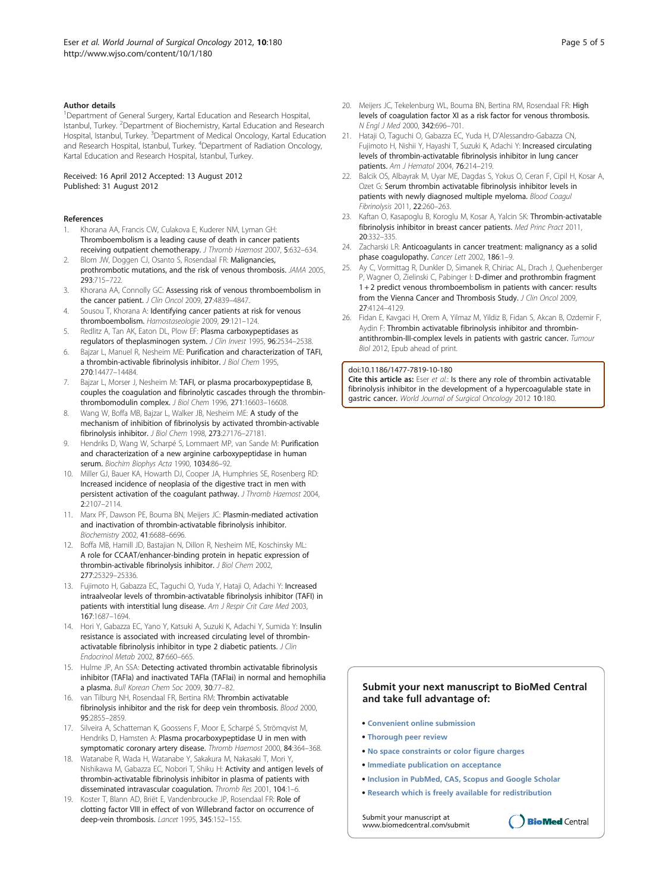### Author details

[1]Department of General Surgery, Kartal Education and Research Hospital, Istanbul, Turkey. [2]Department of Biochemistry, Kartal Education and Research Hospital, Istanbul, Turkey. [3]Department of Medical Oncology, Kartal Education and Research Hospital, Istanbul, Turkey. [4]Department of Radiation Oncology, Kartal Education and Research Hospital, Istanbul, Turkey.

Received: 16 April 2012 Accepted: 13 August 2012
Published: 31 August 2012

### References

1. Khorana AA, Francis CW, Culakova E, Kuderer NM, Lyman GH: **Thromboembolism is a leading cause of death in cancer patients receiving outpatient chemotherapy.** *J Thromb Haemost* 2007, **5**:632–634.
2. Blom JW, Doggen CJ, Osanto S, Rosendaal FR: **Malignancies, prothrombotic mutations, and the risk of venous thrombosis.** *JAMA* 2005, **293**:715–722.
3. Khorana AA, Connolly GC: **Assessing risk of venous thromboembolism in the cancer patient.** *J Clin Oncol* 2009, **27**:4839–4847.
4. Sousou T, Khorana A: **Identifying cancer patients at risk for venous thromboembolism.** *Hamostaseologie* 2009, **29**:121–124.
5. Redlitz A, Tan AK, Eaton DL, Plow EF: **Plasma carboxypeptidases as regulators of theplasminogen system.** *J Clin Invest* 1995, **96**:2534–2538.
6. Bajzar L, Manuel R, Nesheim ME: **Purification and characterization of TAFI, a thrombin-activable fibrinolysis inhibitor.** *J Biol Chem* 1995, **270**:14477–14484.
7. Bajzar L, Morser J, Nesheim M: **TAFI, or plasma procarboxypeptidase B, couples the coagulation and fibrinolytic cascades through the thrombin-thrombomodulin complex.** *J Biol Chem* 1996, **271**:16603–16608.
8. Wang W, Boffa MB, Bajzar L, Walker JB, Nesheim ME: **A study of the mechanism of inhibition of fibrinolysis by activated thrombin-activable fibrinolysis inhibitor.** *J Biol Chem* 1998, **273**:27176–27181.
9. Hendriks D, Wang W, Scharpé S, Lommaert MP, van Sande M: **Purification and characterization of a new arginine carboxypeptidase in human serum.** *Biochim Biophys Acta* 1990, **1034**:86–92.
10. Miller GJ, Bauer KA, Howarth DJ, Cooper JA, Humphries SE, Rosenberg RD: **Increased incidence of neoplasia of the digestive tract in men with persistent activation of the coagulant pathway.** *J Thromb Haemost* 2004, **2**:2107–2114.
11. Marx PF, Dawson PE, Bouma BN, Meijers JC: **Plasmin-mediated activation and inactivation of thrombin-activatable fibrinolysis inhibitor.** *Biochemistry* 2002, **41**:6688–6696.
12. Boffa MB, Hamill JD, Bastajian N, Dillon R, Nesheim ME, Koschinsky ML: **A role for CCAAT/enhancer-binding protein in hepatic expression of thrombin-activable fibrinolysis inhibitor.** *J Biol Chem* 2002, **277**:25329–25336.
13. Fujimoto H, Gabazza EC, Taguchi O, Yuda Y, Hataji O, Adachi Y: **Increased intraalveolar levels of thrombin-activatable fibrinolysis inhibitor (TAFI) in patients with interstitial lung disease.** *Am J Respir Crit Care Med* 2003, **167**:1687–1694.
14. Hori Y, Gabazza EC, Yano Y, Katsuki A, Suzuki K, Adachi Y, Sumida Y: **Insulin resistance is associated with increased circulating level of thrombin-activatable fibrinolysis inhibitor in type 2 diabetic patients.** *J Clin Endocrinol Metab* 2002, **87**:660–665.
15. Hulme JP, An SSA: **Detecting activated thrombin activatable fibrinolysis inhibitor (TAFIa) and inactivated TAFIa (TAFIai) in normal and hemophilia a plasma.** *Bull Korean Chem Soc* 2009, **30**:77–82.
16. van Tilburg NH, Rosendaal FR, Bertina RM: **Thrombin activatable fibrinolysis inhibitor and the risk for deep vein thrombosis.** *Blood* 2000, **95**:2855–2859.
17. Silveira A, Schatteman K, Goossens F, Moor E, Scharpé S, Strömqvist M, Hendriks D, Hamsten A: **Plasma procarboxypeptidase U in men with symptomatic coronary artery disease.** *Thromb Haemost* 2000, **84**:364–368.
18. Watanabe R, Wada H, Watanabe Y, Sakakura M, Nakasaki T, Mori Y, Nishikawa M, Gabazza EC, Nobori T, Shiku H: **Activity and antigen levels of thrombin-activatable fibrinolysis inhibitor in plasma of patients with disseminated intravascular coagulation.** *Thromb Res* 2001, **104**:1–6.
19. Koster T, Blann AD, Briët E, Vandenbroucke JP, Rosendaal FR: **Role of clotting factor VIII in effect of von Willebrand factor on occurrence of deep-vein thrombosis.** *Lancet* 1995, **345**:152–155.
20. Meijers JC, Tekelenburg WL, Bouma BN, Bertina RM, Rosendaal FR: **High levels of coagulation factor XI as a risk factor for venous thrombosis.** *N Engl J Med* 2000, **342**:696–701.
21. Hataji O, Taguchi O, Gabazza EC, Yuda H, D'Alessandro-Gabazza CN, Fujimoto H, Nishii Y, Hayashi T, Suzuki K, Adachi Y: **Increased circulating levels of thrombin-activatable fibrinolysis inhibitor in lung cancer patients.** *Am J Hematol* 2004, **76**:214–219.
22. Balcik OS, Albayrak M, Uyar ME, Dagdas S, Yokus O, Ceran F, Cipil H, Kosar A, Ozet G: **Serum thrombin activatable fibrinolysis inhibitor levels in patients with newly diagnosed multiple myeloma.** *Blood Coagul Fibrinolysis* 2011, **22**:260–263.
23. Kaftan O, Kasapoglu B, Koroglu M, Kosar A, Yalcin SK: **Thrombin-activatable fibrinolysis inhibitor in breast cancer patients.** *Med Princ Pract* 2011, **20**:332–335.
24. Zacharski LR: **Anticoagulants in cancer treatment: malignancy as a solid phase coagulopathy.** *Cancer Lett* 2002, **186**:1–9.
25. Ay C, Vormittag R, Dunkler D, Simanek R, Chiriac AL, Drach J, Quehenberger P, Wagner O, Zielinski C, Pabinger I: **D-dimer and prothrombin fragment 1 + 2 predict venous thromboembolism in patients with cancer: results from the Vienna Cancer and Thrombosis Study.** *J Clin Oncol* 2009, **27**:4124–4129.
26. Fidan E, Kavgaci H, Orem A, Yilmaz M, Yildiz B, Fidan S, Akcan B, Ozdemir F, Aydin F: **Thrombin activatable fibrinolysis inhibitor and thrombin-antithrombin-III-complex levels in patients with gastric cancer.** *Tumour Biol* 2012, Epub ahead of print.

doi:10.1186/1477-7819-10-180
**Cite this article as:** Eser *et al.*: Is there any role of thrombin activatable fibrinolysis inhibitor in the development of a hypercoagulable state in gastric cancer. *World Journal of Surgical Oncology* 2012 **10**:180.

**Submit your next manuscript to BioMed Central and take full advantage of:**

- **Convenient online submission**
- **Thorough peer review**
- **No space constraints or color figure charges**
- **Immediate publication on acceptance**
- **Inclusion in PubMed, CAS, Scopus and Google Scholar**
- **Research which is freely available for redistribution**

Submit your manuscript at
www.biomedcentral.com/submit

BioMed Central